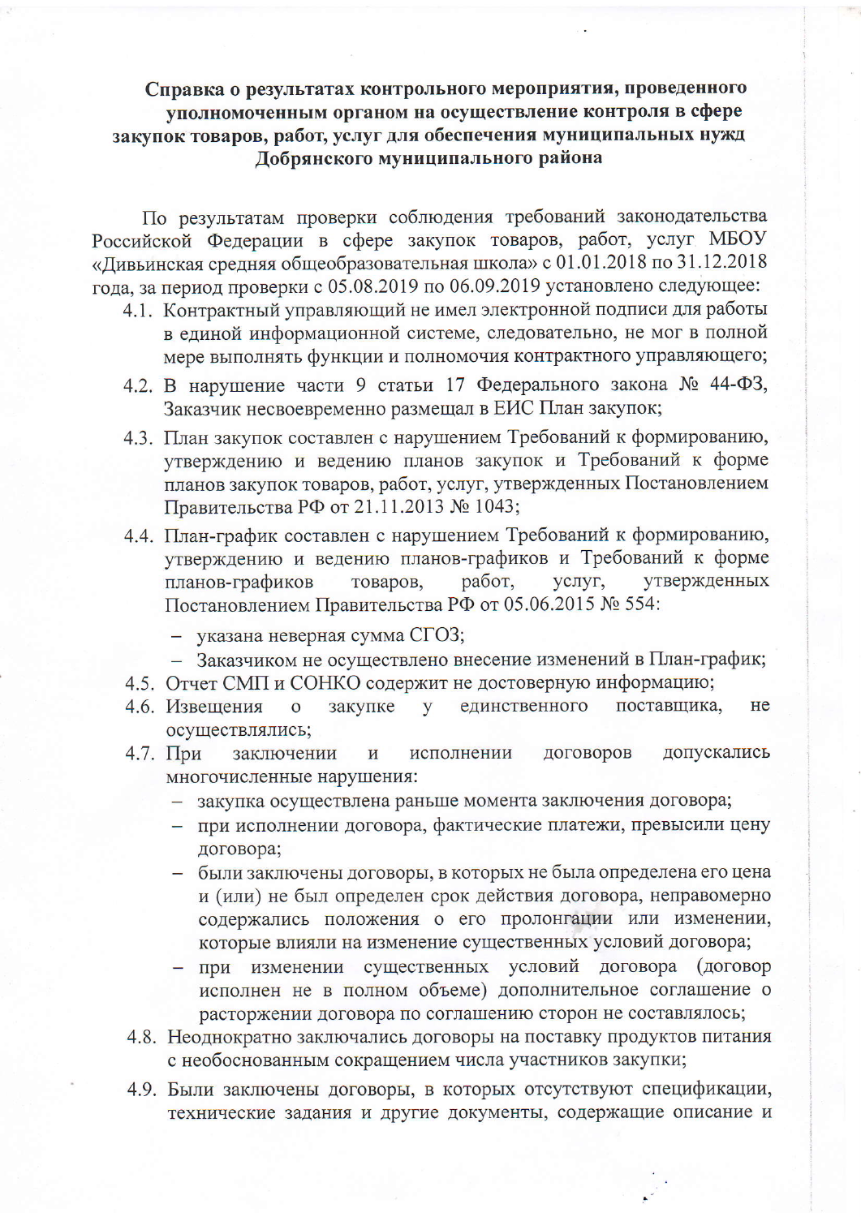# Справка о результатах контрольного мероприятия, проведенного уполномоченным органом на осуществление контроля в сфере закупок товаров, работ, услуг для обеспечения муниципальных нужд Добрянского муниципального района

По результатам проверки соблюдения требований законодательства Российской Федерации в сфере закупок товаров, работ, услуг МБОУ «Дивьинская средняя общеобразовательная школа» с 01.01.2018 по 31.12.2018 года, за период проверки с 05.08.2019 по 06.09.2019 установлено следующее:

4.1. Контрактный управляющий не имел электронной подписи для работы в единой информационной системе, следовательно, не мог в полной мере выполнять функции и полномочия контрактного управляющего;

4.2. В нарушение части 9 статьи 17 Федерального закона № 44-ФЗ, Заказчик несвоевременно размещал в ЕИС План закупок;

4.3. План закупок составлен с нарушением Требований к формированию, утверждению и ведению планов закупок и Требований к форме планов закупок товаров, работ, услуг, утвержденных Постановлением Правительства РФ от 21.11.2013 № 1043;

4.4. План-график составлен с нарушением Требований к формированию, утверждению и ведению планов-графиков и Требований к форме планов-графиков товаров, работ, услуг, утвержденных Постановлением Правительства РФ от 05.06.2015 № 554:
- указана неверная сумма СГОЗ;
- Заказчиком не осуществлено внесение изменений в План-график;

4.5. Отчет СМП и СОНКО содержит не достоверную информацию;

4.6. Извещения о закупке у единственного поставщика, не осуществлялись;

4.7. При заключении и исполнении договоров допускались многочисленные нарушения:
- закупка осуществлена раньше момента заключения договора;
- при исполнении договора, фактические платежи, превысили цену договора;
- были заключены договоры, в которых не была определена его цена и (или) не был определен срок действия договора, неправомерно содержались положения о его пролонгации или изменении, которые влияли на изменение существенных условий договора;
- при изменении существенных условий договора (договор исполнен не в полном объеме) дополнительное соглашение о расторжении договора по соглашению сторон не составлялось;

4.8. Неоднократно заключались договоры на поставку продуктов питания с необоснованным сокращением числа участников закупки;

4.9. Были заключены договоры, в которых отсутствуют спецификации, технические задания и другие документы, содержащие описание и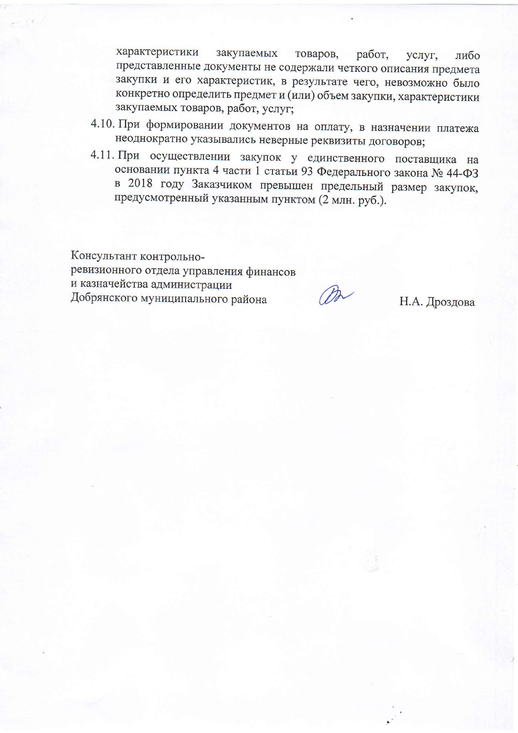характеристики закупаемых товаров, работ, услуг, либо представленные документы не содержали четкого описания предмета закупки и его характеристик, в результате чего, невозможно было конкретно определить предмет и (или) объем закупки, характеристики закупаемых товаров, работ, услуг;

4.10. При формировании документов на оплату, в назначении платежа неоднократно указывались неверные реквизиты договоров;

4.11. При осуществлении закупок у единственного поставщика на основании пункта 4 части 1 статьи 93 Федерального закона № 44-ФЗ в 2018 году Заказчиком превышен предельный размер закупок, предусмотренный указанным пунктом (2 млн. руб.).

Консультант контрольно-
ревизионного отдела управления финансов
и казначейства администрации
Добрянского муниципального района

Н.А. Дроздова